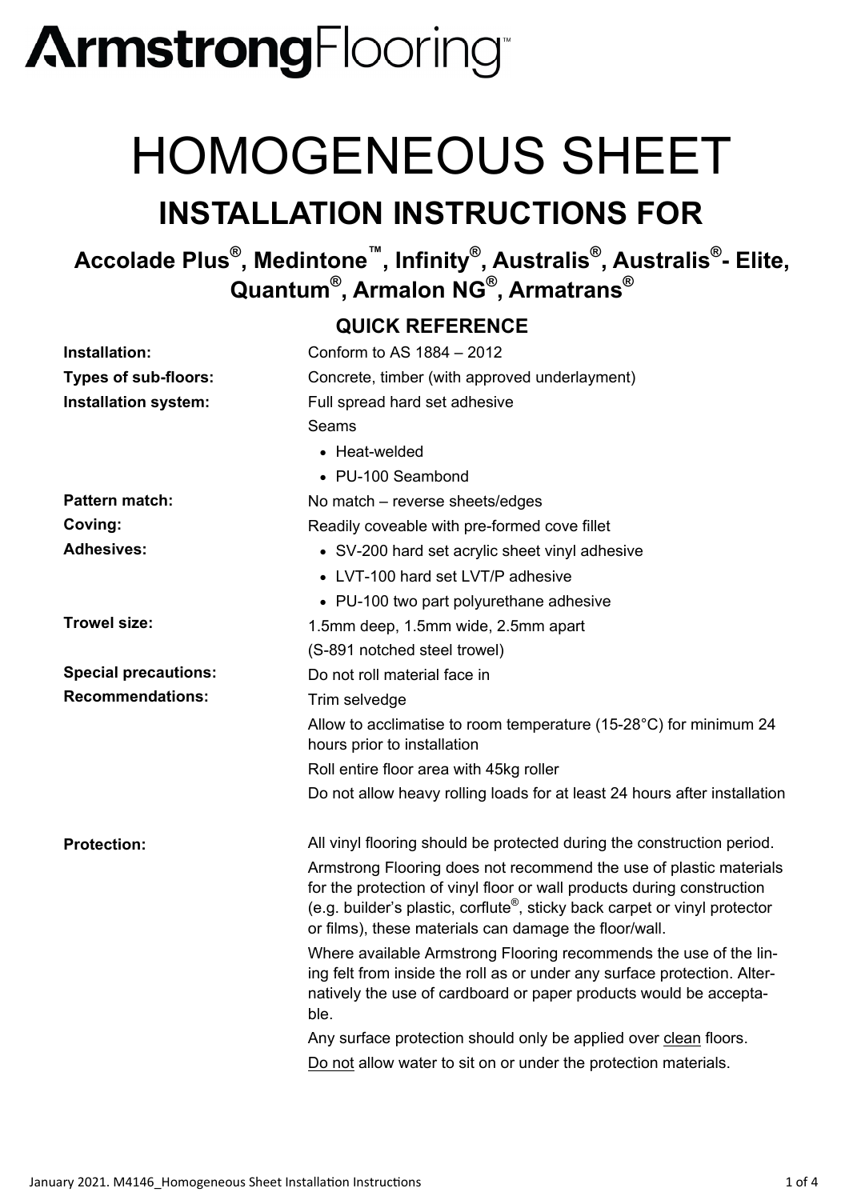# ArmstrongFlooring™

# HOMOGENEOUS SHEET

## INSTALLATION INSTRUCTIONS FOR

### Accolade Plus®, Medintone™, Infinity®, Australis®, Australis®- Elite, Quantum®, Armalon NG®, Armatrans®

#### QUICK REFERENCE

| | |
|---|---|
| **Installation:** | Conform to AS 1884 – 2012 |
| **Types of sub-floors:** | Concrete, timber (with approved underlayment) |
| **Installation system:** | Full spread hard set adhesive<br>Seams<br>• Heat-welded<br>• PU-100 Seambond |
| **Pattern match:** | No match – reverse sheets/edges |
| **Coving:** | Readily coveable with pre-formed cove fillet |
| **Adhesives:** | • SV-200 hard set acrylic sheet vinyl adhesive<br>• LVT-100 hard set LVT/P adhesive<br>• PU-100 two part polyurethane adhesive |
| **Trowel size:** | 1.5mm deep, 1.5mm wide, 2.5mm apart<br>(S-891 notched steel trowel) |
| **Special precautions:** | Do not roll material face in |
| **Recommendations:** | Trim selvedge<br>Allow to acclimatise to room temperature (15-28°C) for minimum 24 hours prior to installation<br>Roll entire floor area with 45kg roller<br>Do not allow heavy rolling loads for at least 24 hours after installation |
| **Protection:** | All vinyl flooring should be protected during the construction period.<br>Armstrong Flooring does not recommend the use of plastic materials for the protection of vinyl floor or wall products during construction (e.g. builder's plastic, corflute®, sticky back carpet or vinyl protector or films), these materials can damage the floor/wall.<br>Where available Armstrong Flooring recommends the use of the lining felt from inside the roll as or under any surface protection. Alternatively the use of cardboard or paper products would be acceptable.<br>Any surface protection should only be applied over clean floors.<br>Do not allow water to sit on or under the protection materials. |

January 2021. M4146_Homogeneous Sheet Installation Instructions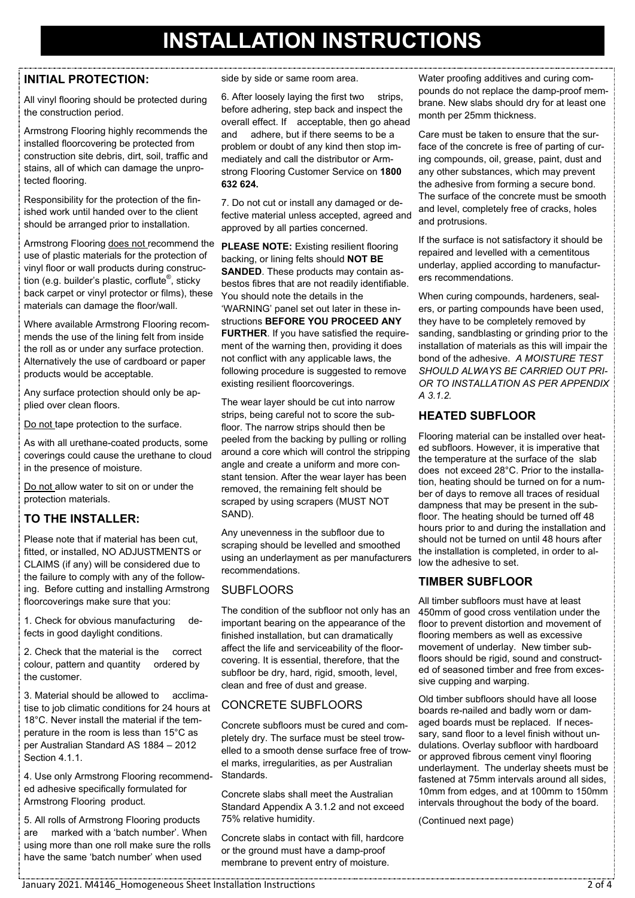# INSTALLATION INSTRUCTIONS

## INITIAL PROTECTION:

All vinyl flooring should be protected during the construction period.

Armstrong Flooring highly recommends the installed floorcovering be protected from construction site debris, dirt, soil, traffic and stains, all of which can damage the unprotected flooring.

Responsibility for the protection of the finished work until handed over to the client should be arranged prior to installation.

Armstrong Flooring does not recommend the use of plastic materials for the protection of vinyl floor or wall products during construction (e.g. builder's plastic, corflute®, sticky back carpet or vinyl protector or films), these materials can damage the floor/wall.

Where available Armstrong Flooring recommends the use of the lining felt from inside the roll as or under any surface protection. Alternatively the use of cardboard or paper products would be acceptable.

Any surface protection should only be applied over clean floors.

Do not tape protection to the surface.

As with all urethane-coated products, some coverings could cause the urethane to cloud in the presence of moisture.

Do not allow water to sit on or under the protection materials.

## TO THE INSTALLER:

Please note that if material has been cut, fitted, or installed, NO ADJUSTMENTS or CLAIMS (if any) will be considered due to the failure to comply with any of the following. Before cutting and installing Armstrong floorcoverings make sure that you:

1. Check for obvious manufacturing defects in good daylight conditions.

2. Check that the material is the correct colour, pattern and quantity ordered by the customer.

3. Material should be allowed to acclimatise to job climatic conditions for 24 hours at 18°C. Never install the material if the temperature in the room is less than 15°C as per Australian Standard AS 1884 – 2012 Section 4.1.1.

4. Use only Armstrong Flooring recommended adhesive specifically formulated for Armstrong Flooring product.

5. All rolls of Armstrong Flooring products are marked with a 'batch number'. When using more than one roll make sure the rolls have the same 'batch number' when used side by side or same room area.

6. After loosely laying the first two strips, before adhering, step back and inspect the overall effect. If acceptable, then go ahead and adhere, but if there seems to be a problem or doubt of any kind then stop immediately and call the distributor or Armstrong Flooring Customer Service on **1800 632 624.**

7. Do not cut or install any damaged or defective material unless accepted, agreed and approved by all parties concerned.

**PLEASE NOTE:** Existing resilient flooring backing, or lining felts should **NOT BE SANDED**. These products may contain asbestos fibres that are not readily identifiable. You should note the details in the 'WARNING' panel set out later in these instructions **BEFORE YOU PROCEED ANY FURTHER**. If you have satisfied the requirement of the warning then, providing it does not conflict with any applicable laws, the following procedure is suggested to remove existing resilient floorcoverings.

The wear layer should be cut into narrow strips, being careful not to score the subfloor. The narrow strips should then be peeled from the backing by pulling or rolling around a core which will control the stripping angle and create a uniform and more constant tension. After the wear layer has been removed, the remaining felt should be scraped by using scrapers (MUST NOT SAND).

Any unevenness in the subfloor due to scraping should be levelled and smoothed using an underlayment as per manufacturers recommendations.

## SUBFLOORS

The condition of the subfloor not only has an important bearing on the appearance of the finished installation, but can dramatically affect the life and serviceability of the floorcovering. It is essential, therefore, that the subfloor be dry, hard, rigid, smooth, level, clean and free of dust and grease.

## CONCRETE SUBFLOORS

Concrete subfloors must be cured and completely dry. The surface must be steel trowelled to a smooth dense surface free of trowel marks, irregularities, as per Australian Standards.

Concrete slabs shall meet the Australian Standard Appendix A 3.1.2 and not exceed 75% relative humidity.

Concrete slabs in contact with fill, hardcore or the ground must have a damp-proof membrane to prevent entry of moisture.

Water proofing additives and curing compounds do not replace the damp-proof membrane. New slabs should dry for at least one month per 25mm thickness.

Care must be taken to ensure that the surface of the concrete is free of parting of curing compounds, oil, grease, paint, dust and any other substances, which may prevent the adhesive from forming a secure bond. The surface of the concrete must be smooth and level, completely free of cracks, holes and protrusions.

If the surface is not satisfactory it should be repaired and levelled with a cementitous underlay, applied according to manufacturers recommendations.

When curing compounds, hardeners, sealers, or parting compounds have been used, they have to be completely removed by sanding, sandblasting or grinding prior to the installation of materials as this will impair the bond of the adhesive. *A MOISTURE TEST SHOULD ALWAYS BE CARRIED OUT PRIOR TO INSTALLATION AS PER APPENDIX A 3.1.2.*

## HEATED SUBFLOOR

Flooring material can be installed over heated subfloors. However, it is imperative that the temperature at the surface of the slab does not exceed 28°C. Prior to the installation, heating should be turned on for a number of days to remove all traces of residual dampness that may be present in the subfloor. The heating should be turned off 48 hours prior to and during the installation and should not be turned on until 48 hours after the installation is completed, in order to allow the adhesive to set.

## TIMBER SUBFLOOR

All timber subfloors must have at least 450mm of good cross ventilation under the floor to prevent distortion and movement of flooring members as well as excessive movement of underlay. New timber subfloors should be rigid, sound and constructed of seasoned timber and free from excessive cupping and warping.

Old timber subfloors should have all loose boards re-nailed and badly worn or damaged boards must be replaced. If necessary, sand floor to a level finish without undulations. Overlay subfloor with hardboard or approved fibrous cement vinyl flooring underlayment. The underlay sheets must be fastened at 75mm intervals around all sides, 10mm from edges, and at 100mm to 150mm intervals throughout the body of the board.

(Continued next page)

January 2021. M4146_Homogeneous Sheet Installation Instructions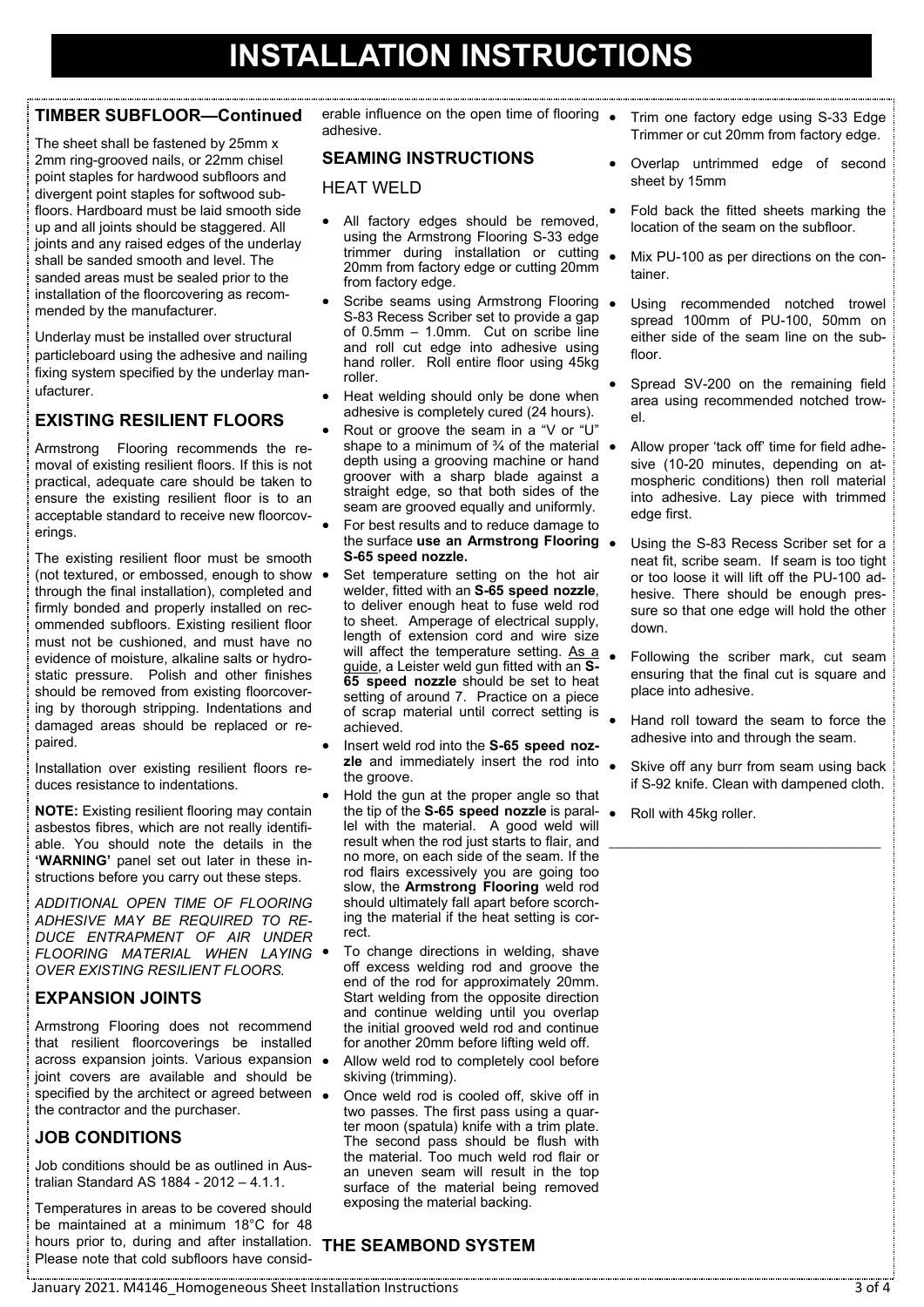# INSTALLATION INSTRUCTIONS

## TIMBER SUBFLOOR—Continued

The sheet shall be fastened by 25mm x 2mm ring-grooved nails, or 22mm chisel point staples for hardwood subfloors and divergent point staples for softwood subfloors. Hardboard must be laid smooth side up and all joints should be staggered. All joints and any raised edges of the underlay shall be sanded smooth and level. The sanded areas must be sealed prior to the installation of the floorcovering as recommended by the manufacturer.

Underlay must be installed over structural particleboard using the adhesive and nailing fixing system specified by the underlay manufacturer.

## EXISTING RESILIENT FLOORS

Armstrong Flooring recommends the removal of existing resilient floors. If this is not practical, adequate care should be taken to ensure the existing resilient floor is to an acceptable standard to receive new floorcoverings.

The existing resilient floor must be smooth (not textured, or embossed, enough to show through the final installation), completed and firmly bonded and properly installed on recommended subfloors. Existing resilient floor must not be cushioned, and must have no evidence of moisture, alkaline salts or hydrostatic pressure. Polish and other finishes should be removed from existing floorcovering by thorough stripping. Indentations and damaged areas should be replaced or repaired.

Installation over existing resilient floors reduces resistance to indentations.

**NOTE:** Existing resilient flooring may contain asbestos fibres, which are not really identifiable. You should note the details in the **'WARNING'** panel set out later in these instructions before you carry out these steps.

*ADDITIONAL OPEN TIME OF FLOORING ADHESIVE MAY BE REQUIRED TO REDUCE ENTRAPMENT OF AIR UNDER FLOORING MATERIAL WHEN LAYING OVER EXISTING RESILIENT FLOORS.*

## EXPANSION JOINTS

Armstrong Flooring does not recommend that resilient floorcoverings be installed across expansion joints. Various expansion joint covers are available and should be specified by the architect or agreed between the contractor and the purchaser.

## JOB CONDITIONS

Job conditions should be as outlined in Australian Standard AS 1884 - 2012 – 4.1.1.

Temperatures in areas to be covered should be maintained at a minimum 18°C for 48 hours prior to, during and after installation. Please note that cold subfloors have considerable influence on the open time of flooring adhesive.

## SEAMING INSTRUCTIONS

### HEAT WELD

- All factory edges should be removed, using the Armstrong Flooring S-33 edge trimmer during installation or cutting 20mm from factory edge or cutting 20mm from factory edge.
- Scribe seams using Armstrong Flooring S-83 Recess Scriber set to provide a gap of 0.5mm – 1.0mm. Cut on scribe line and roll cut edge into adhesive using hand roller. Roll entire floor using 45kg roller.
- Heat welding should only be done when adhesive is completely cured (24 hours).
- Rout or groove the seam in a "V or "U" shape to a minimum of ¾ of the material depth using a grooving machine or hand groover with a sharp blade against a straight edge, so that both sides of the seam are grooved equally and uniformly.
- For best results and to reduce damage to the surface **use an Armstrong Flooring S-65 speed nozzle.**
- Set temperature setting on the hot air welder, fitted with an **S-65 speed nozzle**, to deliver enough heat to fuse weld rod to sheet. Amperage of electrical supply, length of extension cord and wire size will affect the temperature setting. As a guide, a Leister weld gun fitted with an **S-65 speed nozzle** should be set to heat setting of around 7. Practice on a piece of scrap material until correct setting is achieved.
- Insert weld rod into the **S-65 speed nozzle** and immediately insert the rod into the groove.
- Hold the gun at the proper angle so that the tip of the **S-65 speed nozzle** is parallel with the material. A good weld will result when the rod just starts to flair, and no more, on each side of the seam. If the rod flairs excessively you are going too slow, the **Armstrong Flooring** weld rod should ultimately fall apart before scorching the material if the heat setting is correct.
- To change directions in welding, shave off excess welding rod and groove the end of the rod for approximately 20mm. Start welding from the opposite direction and continue welding until you overlap the initial grooved weld rod and continue for another 20mm before lifting weld off.
- Allow weld rod to completely cool before skiving (trimming).
- Once weld rod is cooled off, skive off in two passes. The first pass using a quarter moon (spatula) knife with a trim plate. The second pass should be flush with the material. Too much weld rod flair or an uneven seam will result in the top surface of the material being removed exposing the material backing.

## THE SEAMBOND SYSTEM

- Trim one factory edge using S-33 Edge Trimmer or cut 20mm from factory edge.
- Overlap untrimmed edge of second sheet by 15mm
- Fold back the fitted sheets marking the location of the seam on the subfloor.
- Mix PU-100 as per directions on the container.
- Using recommended notched trowel spread 100mm of PU-100, 50mm on either side of the seam line on the subfloor.
- Spread SV-200 on the remaining field area using recommended notched trowel.
- Allow proper 'tack off' time for field adhesive (10-20 minutes, depending on atmospheric conditions) then roll material into adhesive. Lay piece with trimmed edge first.
- Using the S-83 Recess Scriber set for a neat fit, scribe seam. If seam is too tight or too loose it will lift off the PU-100 adhesive. There should be enough pressure so that one edge will hold the other down.
- Following the scriber mark, cut seam ensuring that the final cut is square and place into adhesive.
- Hand roll toward the seam to force the adhesive into and through the seam.
- Skive off any burr from seam using back if S-92 knife. Clean with dampened cloth.
- Roll with 45kg roller.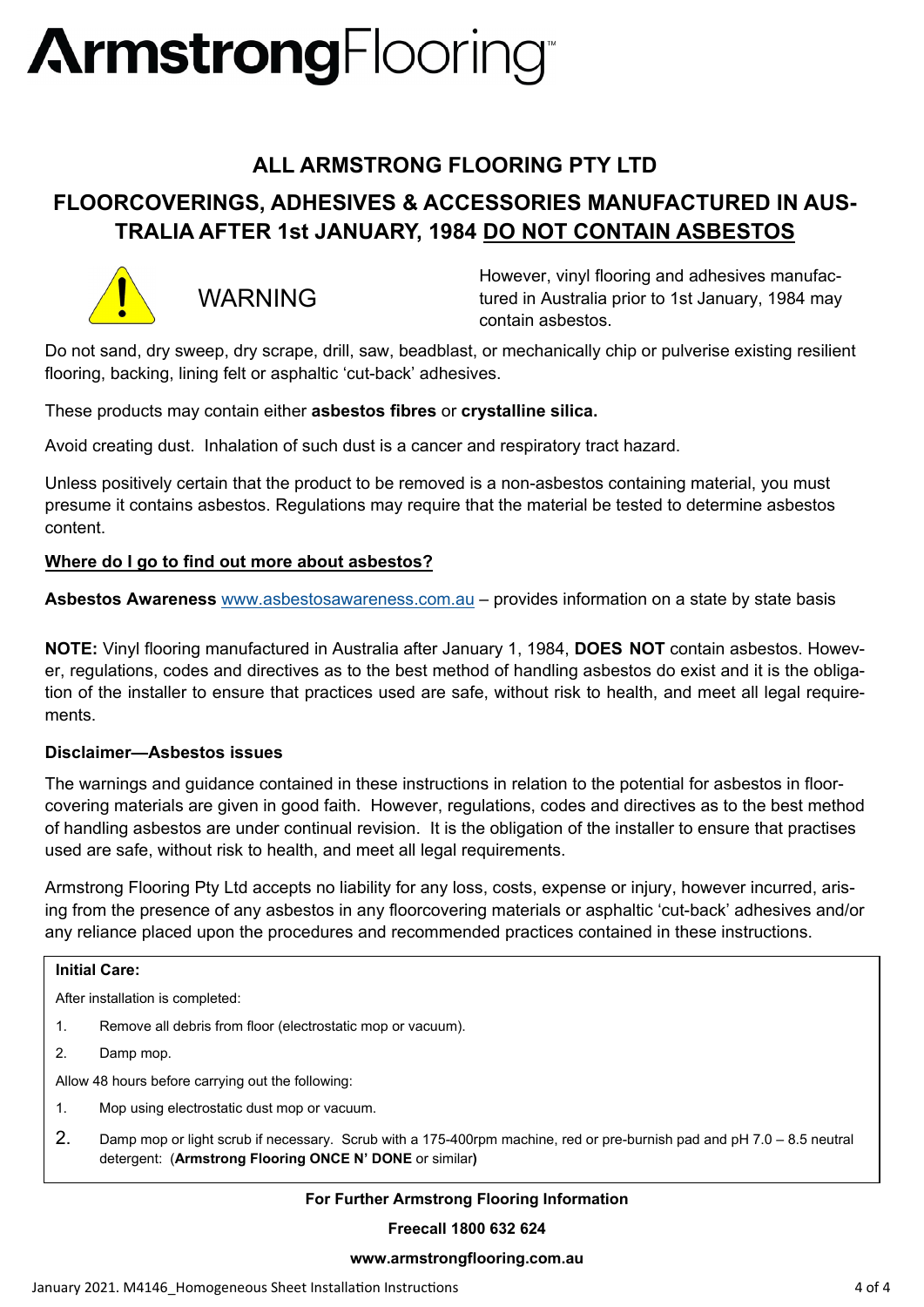# ArmstrongFlooring™

## ALL ARMSTRONG FLOORING PTY LTD

## FLOORCOVERINGS, ADHESIVES & ACCESSORIES MANUFACTURED IN AUSTRALIA AFTER 1st JANUARY, 1984 DO NOT CONTAIN ASBESTOS

WARNING

However, vinyl flooring and adhesives manufactured in Australia prior to 1st January, 1984 may contain asbestos.

Do not sand, dry sweep, dry scrape, drill, saw, beadblast, or mechanically chip or pulverise existing resilient flooring, backing, lining felt or asphaltic 'cut-back' adhesives.

These products may contain either **asbestos fibres** or **crystalline silica.**

Avoid creating dust. Inhalation of such dust is a cancer and respiratory tract hazard.

Unless positively certain that the product to be removed is a non-asbestos containing material, you must presume it contains asbestos. Regulations may require that the material be tested to determine asbestos content.

**Where do I go to find out more about asbestos?**

**Asbestos Awareness** www.asbestosawareness.com.au – provides information on a state by state basis

**NOTE:** Vinyl flooring manufactured in Australia after January 1, 1984, **DOES NOT** contain asbestos. However, regulations, codes and directives as to the best method of handling asbestos do exist and it is the obligation of the installer to ensure that practices used are safe, without risk to health, and meet all legal requirements.

**Disclaimer—Asbestos issues**

The warnings and guidance contained in these instructions in relation to the potential for asbestos in floorcovering materials are given in good faith. However, regulations, codes and directives as to the best method of handling asbestos are under continual revision. It is the obligation of the installer to ensure that practises used are safe, without risk to health, and meet all legal requirements.

Armstrong Flooring Pty Ltd accepts no liability for any loss, costs, expense or injury, however incurred, arising from the presence of any asbestos in any floorcovering materials or asphaltic 'cut-back' adhesives and/or any reliance placed upon the procedures and recommended practices contained in these instructions.

**Initial Care:**

After installation is completed:

1. Remove all debris from floor (electrostatic mop or vacuum).
2. Damp mop.

Allow 48 hours before carrying out the following:

1. Mop using electrostatic dust mop or vacuum.
2. Damp mop or light scrub if necessary. Scrub with a 175-400rpm machine, red or pre-burnish pad and pH 7.0 – 8.5 neutral detergent: (**Armstrong Flooring ONCE N' DONE** or similar**)**

**For Further Armstrong Flooring Information**

**Freecall 1800 632 624**

**www.armstrongflooring.com.au**

January 2021. M4146_Homogeneous Sheet Installation Instructions